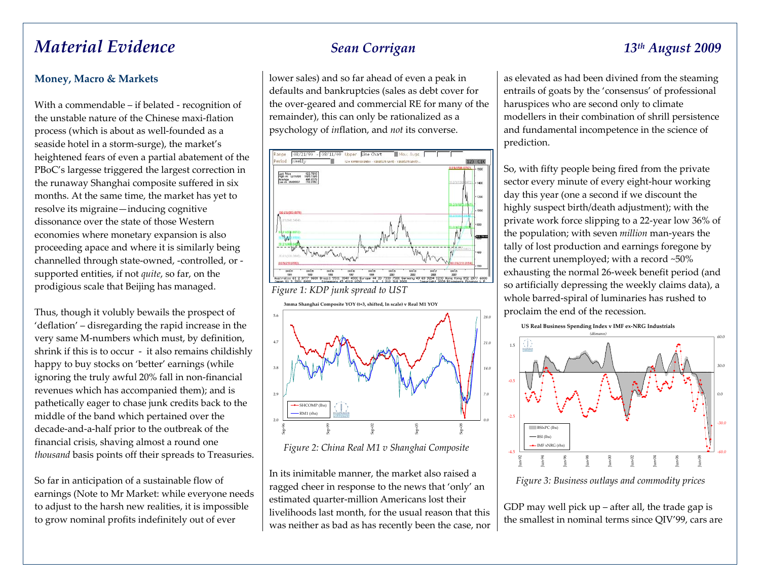# Material Evidence

**Sean Corrigan** — **13th August 2009**

## Money, Macro & Markets

With a commendable – if belated - recognition of the unstable nature of the Chinese maxi-flation process (which is about as well-founded as a seaside hotel in a storm-surge), the market's heightened fears of even a partial abatement of the PBoC's largesse triggered the largest correction in the runaway Shanghai composite suffered in six months. At the same time, the market has yet to resolve its migraine—inducing cognitive dissonance over the state of those Western economies where monetary expansion is also proceeding apace and where it is similarly being channelled through state-owned, -controlled, or -supported entities, if not *quite*, so far, on the prodigious scale that Beijing has managed.

Thus, though it volubly bewails the prospect of 'deflation' – disregarding the rapid increase in the very same M-numbers which must, by definition, shrink if this is to occur - it also remains childishly happy to buy stocks on 'better' earnings (while ignoring the truly awful 20% fall in non-financial revenues which has accompanied them); and is pathetically eager to chase junk credits back to the middle of the band which pertained over the decade-and-a-half prior to the outbreak of the financial crisis, shaving almost a round one *thousand* basis points off their spreads to Treasuries.

So far in anticipation of a sustainable flow of earnings (Note to Mr Market: while everyone needs to adjust to the harsh new realities, it is impossible to grow nominal profits indefinitely out of ever lower sales) and so far ahead of even a peak in defaults and bankruptcies (sales as debt cover for the over-geared and commercial RE for many of the remainder), this can only be rationalized as a psychology of *in*flation, and *not* its converse.

*Figure 1: KDP junk spread to UST*

*Figure 2: China Real M1 v Shanghai Composite*

In its inimitable manner, the market also raised a ragged cheer in response to the news that 'only' an estimated quarter-million Americans lost their livelihoods last month, for the usual reason that this was neither as bad as has recently been the case, nor as elevated as had been divined from the steaming entrails of goats by the 'consensus' of professional haruspices who are second only to climate modellers in their combination of shrill persistence and fundamental incompetence in the science of prediction.

So, with fifty people being fired from the private sector every minute of every eight-hour working day this year (one a second if we discount the highly suspect birth/death adjustment); with the private work force slipping to a 22-year low 36% of the population; with seven *million* man-years the tally of lost production and earnings foregone by the current unemployed; with a record ~50% exhausting the normal 26-week benefit period (and so artificially depressing the weekly claims data), a whole barred-spiral of luminaries has rushed to proclaim the end of the recession.

*Figure 3: Business outlays and commodity prices*

GDP may well pick up – after all, the trade gap is the smallest in nominal terms since QIV'99, cars are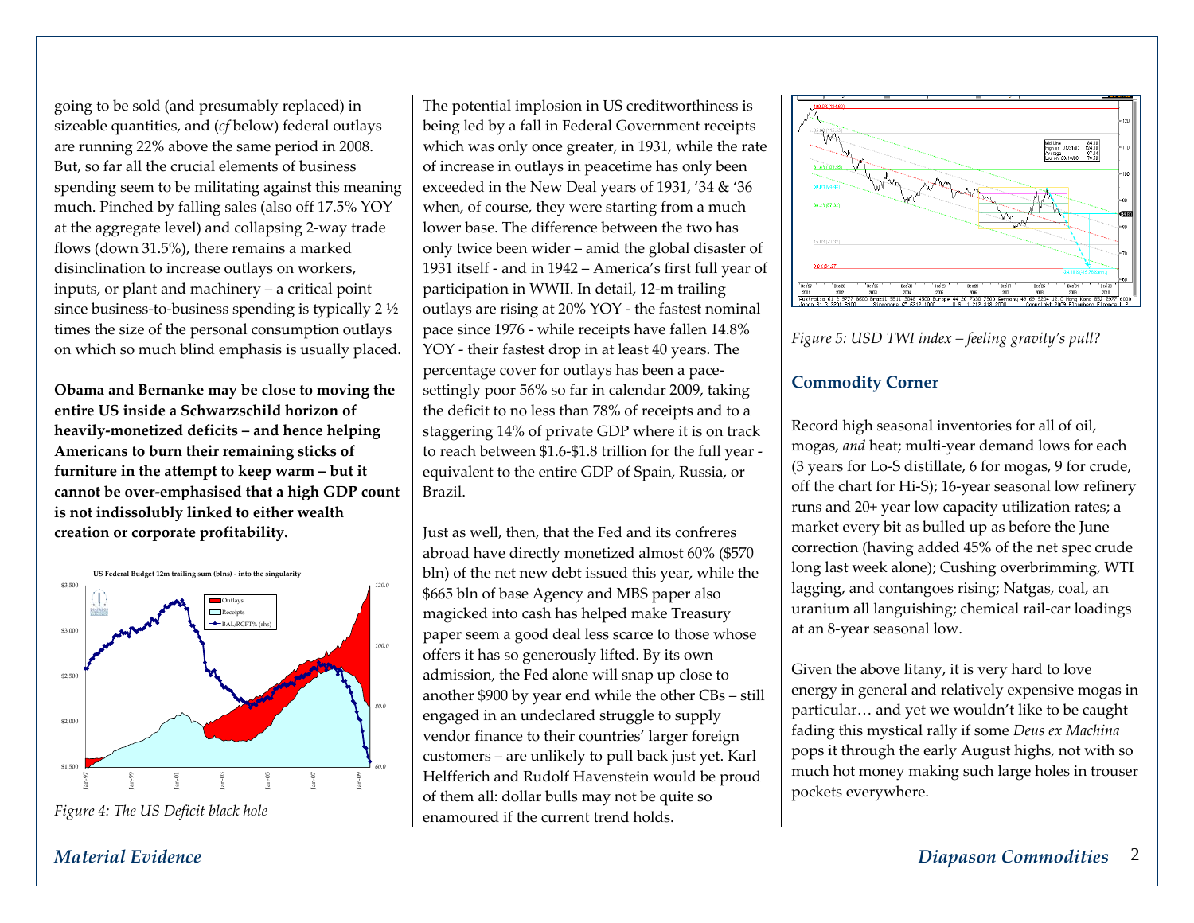going to be sold (and presumably replaced) in sizeable quantities, and (*cf* below) federal outlays are running 22% above the same period in 2008. But, so far all the crucial elements of business spending seem to be militating against this meaning much. Pinched by falling sales (also off 17.5% YOY at the aggregate level) and collapsing 2-way trade flows (down 31.5%), there remains a marked disinclination to increase outlays on workers, inputs, or plant and machinery – a critical point since business-to-business spending is typically 2 ½ times the size of the personal consumption outlays on which so much blind emphasis is usually placed.

**Obama and Bernanke may be close to moving the entire US inside a Schwarzschild horizon of heavily-monetized deficits – and hence helping Americans to burn their remaining sticks of furniture in the attempt to keep warm – but it cannot be over-emphasised that a high GDP count is not indissolubly linked to either wealth creation or corporate profitability.**

*Figure 4: The US Deficit black hole*

The potential implosion in US creditworthiness is being led by a fall in Federal Government receipts which was only once greater, in 1931, while the rate of increase in outlays in peacetime has only been exceeded in the New Deal years of 1931, '34 & '36 when, of course, they were starting from a much lower base. The difference between the two has only twice been wider – amid the global disaster of 1931 itself - and in 1942 – America's first full year of participation in WWII. In detail, 12-m trailing outlays are rising at 20% YOY - the fastest nominal pace since 1976 - while receipts have fallen 14.8% YOY - their fastest drop in at least 40 years. The percentage cover for outlays has been a pace-settingly poor 56% so far in calendar 2009, taking the deficit to no less than 78% of receipts and to a staggering 14% of private GDP where it is on track to reach between $1.6-$1.8 trillion for the full year - equivalent to the entire GDP of Spain, Russia, or Brazil.

Just as well, then, that the Fed and its confreres abroad have directly monetized almost 60% ($570 bln) of the net new debt issued this year, while the $665 bln of base Agency and MBS paper also magicked into cash has helped make Treasury paper seem a good deal less scarce to those whose offers it has so generously lifted. By its own admission, the Fed alone will snap up close to another $900 by year end while the other CBs – still engaged in an undeclared struggle to supply vendor finance to their countries' larger foreign customers – are unlikely to pull back just yet. Karl Helfferich and Rudolf Havenstein would be proud of them all: dollar bulls may not be quite so enamoured if the current trend holds.

*Figure 5: USD TWI index – feeling gravity's pull?*

## Commodity Corner

Record high seasonal inventories for all of oil, mogas, *and* heat; multi-year demand lows for each (3 years for Lo-S distillate, 6 for mogas, 9 for crude, off the chart for Hi-S); 16-year seasonal low refinery runs and 20+ year low capacity utilization rates; a market every bit as bulled up as before the June correction (having added 45% of the net spec crude long last week alone); Cushing overbrimming, WTI lagging, and contangoes rising; Natgas, coal, an uranium all languishing; chemical rail-car loadings at an 8-year seasonal low.

Given the above litany, it is very hard to love energy in general and relatively expensive mogas in particular… and yet we wouldn't like to be caught fading this mystical rally if some *Deus ex Machina* pops it through the early August highs, not with so much hot money making such large holes in trouser pockets everywhere.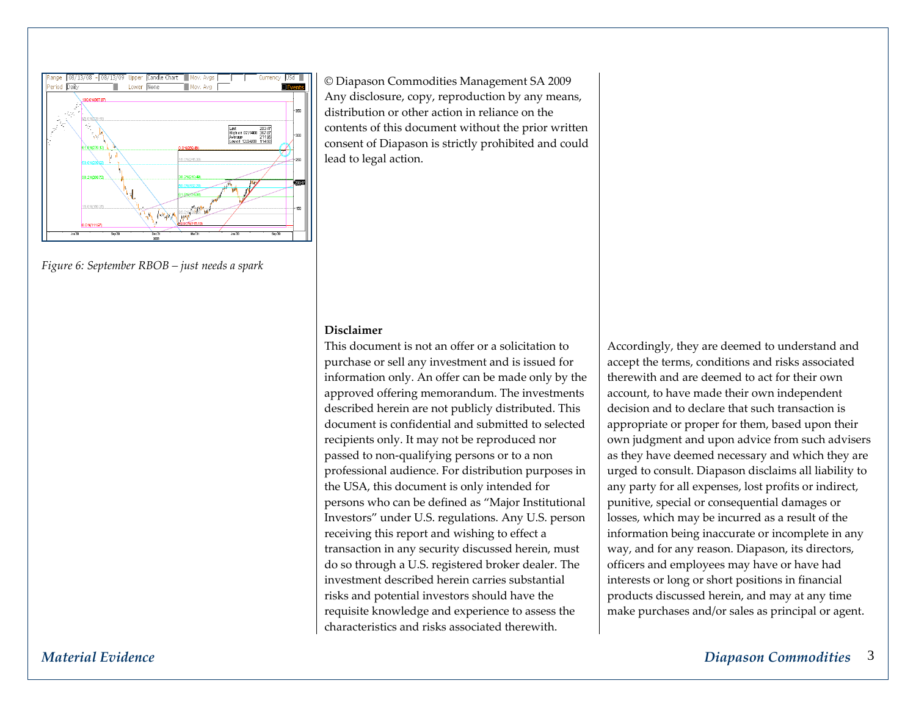Figure 6: September RBOB – just needs a spark

© Diapason Commodities Management SA 2009
Any disclosure, copy, reproduction by any means, distribution or other action in reliance on the contents of this document without the prior written consent of Diapason is strictly prohibited and could lead to legal action.

**Disclaimer**

This document is not an offer or a solicitation to purchase or sell any investment and is issued for information only. An offer can be made only by the approved offering memorandum. The investments described herein are not publicly distributed. This document is confidential and submitted to selected recipients only. It may not be reproduced nor passed to non-qualifying persons or to a non professional audience. For distribution purposes in the USA, this document is only intended for persons who can be defined as "Major Institutional Investors" under U.S. regulations. Any U.S. person receiving this report and wishing to effect a transaction in any security discussed herein, must do so through a U.S. registered broker dealer. The investment described herein carries substantial risks and potential investors should have the requisite knowledge and experience to assess the characteristics and risks associated therewith. Accordingly, they are deemed to understand and accept the terms, conditions and risks associated therewith and are deemed to act for their own account, to have made their own independent decision and to declare that such transaction is appropriate or proper for them, based upon their own judgment and upon advice from such advisers as they have deemed necessary and which they are urged to consult. Diapason disclaims all liability to any party for all expenses, lost profits or indirect, punitive, special or consequential damages or losses, which may be incurred as a result of the information being inaccurate or incomplete in any way, and for any reason. Diapason, its directors, officers and employees may have or have had interests or long or short positions in financial products discussed herein, and may at any time make purchases and/or sales as principal or agent.